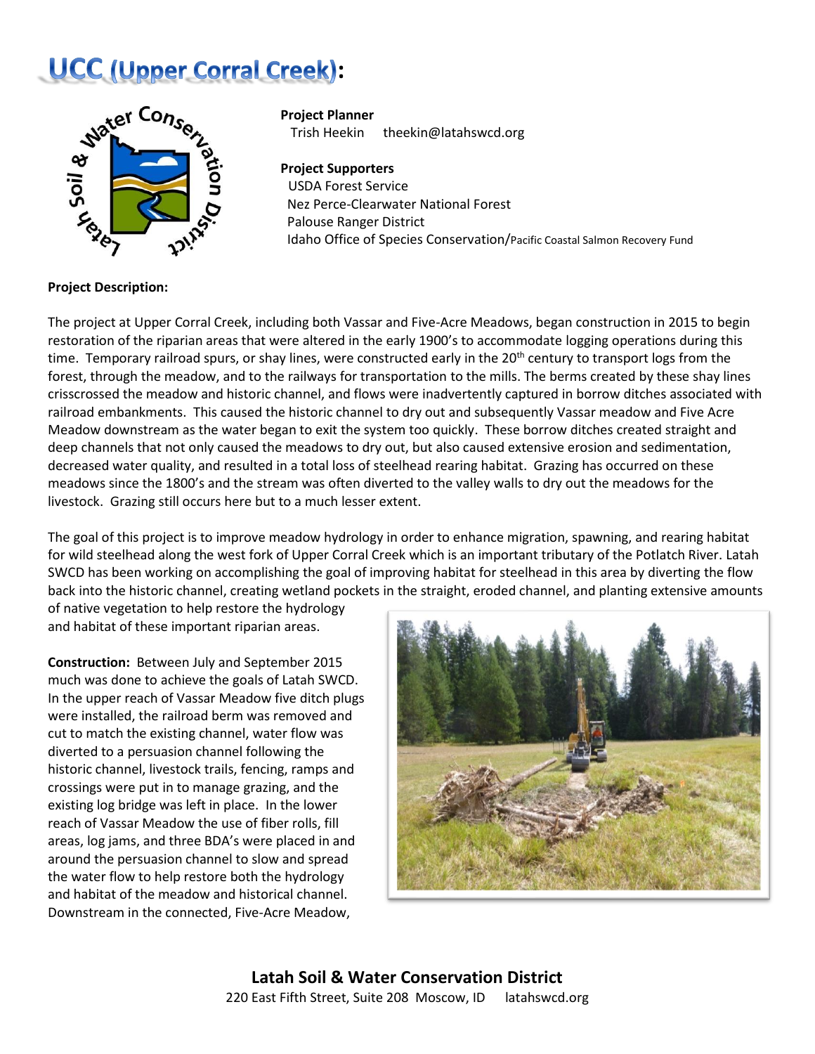# UCC (Upper Corral Creek):

**Project Planner**
Trish Heekin theekin@latahswcd.org

**Project Supporters**
USDA Forest Service
Nez Perce-Clearwater National Forest
Palouse Ranger District
Idaho Office of Species Conservation/Pacific Coastal Salmon Recovery Fund

**Project Description:**

The project at Upper Corral Creek, including both Vassar and Five-Acre Meadows, began construction in 2015 to begin restoration of the riparian areas that were altered in the early 1900's to accommodate logging operations during this time. Temporary railroad spurs, or shay lines, were constructed early in the 20th century to transport logs from the forest, through the meadow, and to the railways for transportation to the mills. The berms created by these shay lines crisscrossed the meadow and historic channel, and flows were inadvertently captured in borrow ditches associated with railroad embankments. This caused the historic channel to dry out and subsequently Vassar meadow and Five Acre Meadow downstream as the water began to exit the system too quickly. These borrow ditches created straight and deep channels that not only caused the meadows to dry out, but also caused extensive erosion and sedimentation, decreased water quality, and resulted in a total loss of steelhead rearing habitat. Grazing has occurred on these meadows since the 1800's and the stream was often diverted to the valley walls to dry out the meadows for the livestock. Grazing still occurs here but to a much lesser extent.

The goal of this project is to improve meadow hydrology in order to enhance migration, spawning, and rearing habitat for wild steelhead along the west fork of Upper Corral Creek which is an important tributary of the Potlatch River. Latah SWCD has been working on accomplishing the goal of improving habitat for steelhead in this area by diverting the flow back into the historic channel, creating wetland pockets in the straight, eroded channel, and planting extensive amounts of native vegetation to help restore the hydrology and habitat of these important riparian areas.

**Construction:** Between July and September 2015 much was done to achieve the goals of Latah SWCD. In the upper reach of Vassar Meadow five ditch plugs were installed, the railroad berm was removed and cut to match the existing channel, water flow was diverted to a persuasion channel following the historic channel, livestock trails, fencing, ramps and crossings were put in to manage grazing, and the existing log bridge was left in place. In the lower reach of Vassar Meadow the use of fiber rolls, fill areas, log jams, and three BDA's were placed in and around the persuasion channel to slow and spread the water flow to help restore both the hydrology and habitat of the meadow and historical channel. Downstream in the connected, Five-Acre Meadow,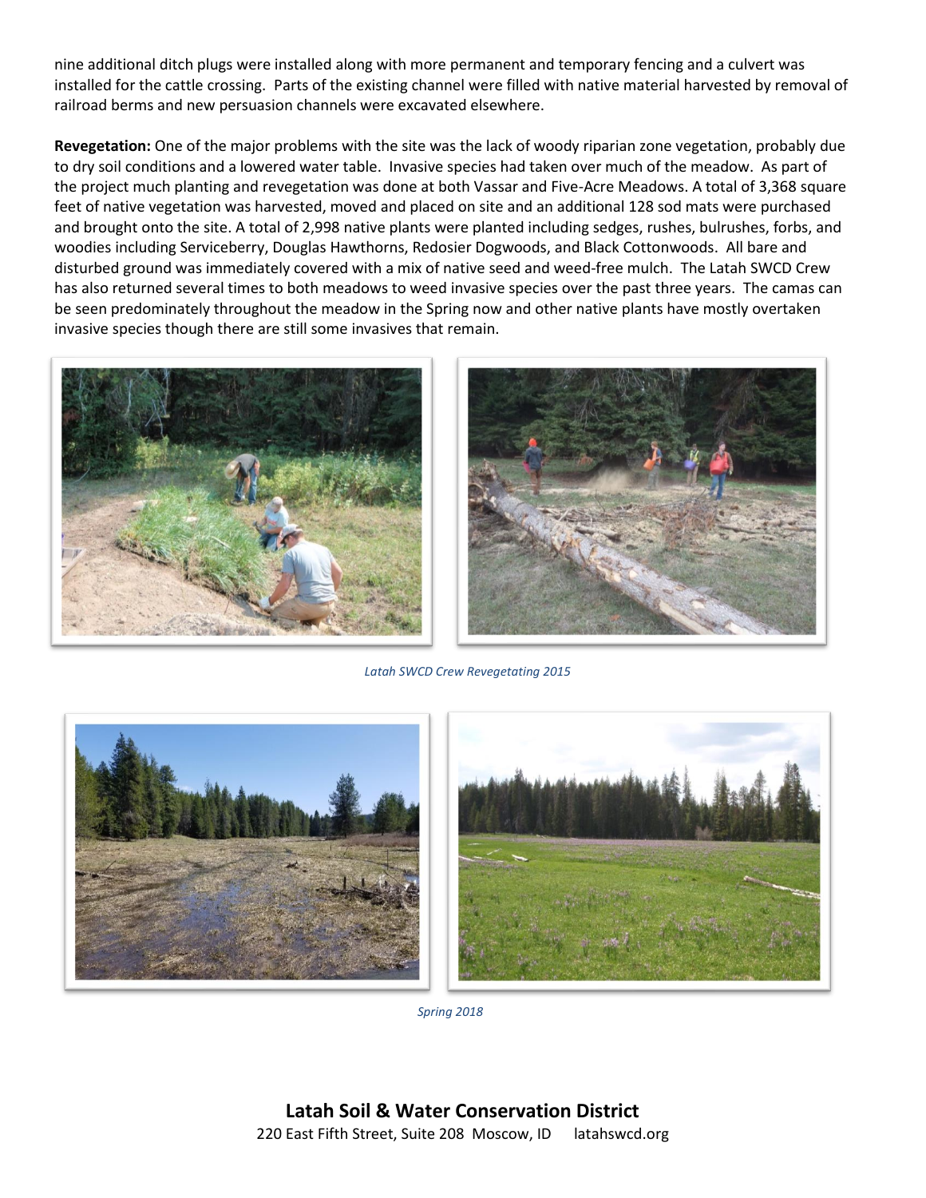nine additional ditch plugs were installed along with more permanent and temporary fencing and a culvert was installed for the cattle crossing. Parts of the existing channel were filled with native material harvested by removal of railroad berms and new persuasion channels were excavated elsewhere.

**Revegetation:** One of the major problems with the site was the lack of woody riparian zone vegetation, probably due to dry soil conditions and a lowered water table. Invasive species had taken over much of the meadow. As part of the project much planting and revegetation was done at both Vassar and Five-Acre Meadows. A total of 3,368 square feet of native vegetation was harvested, moved and placed on site and an additional 128 sod mats were purchased and brought onto the site. A total of 2,998 native plants were planted including sedges, rushes, bulrushes, forbs, and woodies including Serviceberry, Douglas Hawthorns, Redosier Dogwoods, and Black Cottonwoods. All bare and disturbed ground was immediately covered with a mix of native seed and weed-free mulch. The Latah SWCD Crew has also returned several times to both meadows to weed invasive species over the past three years. The camas can be seen predominately throughout the meadow in the Spring now and other native plants have mostly overtaken invasive species though there are still some invasives that remain.

*Latah SWCD Crew Revegetating 2015*

*Spring 2018*

**Latah Soil & Water Conservation District**
220 East Fifth Street, Suite 208 Moscow, ID latahswcd.org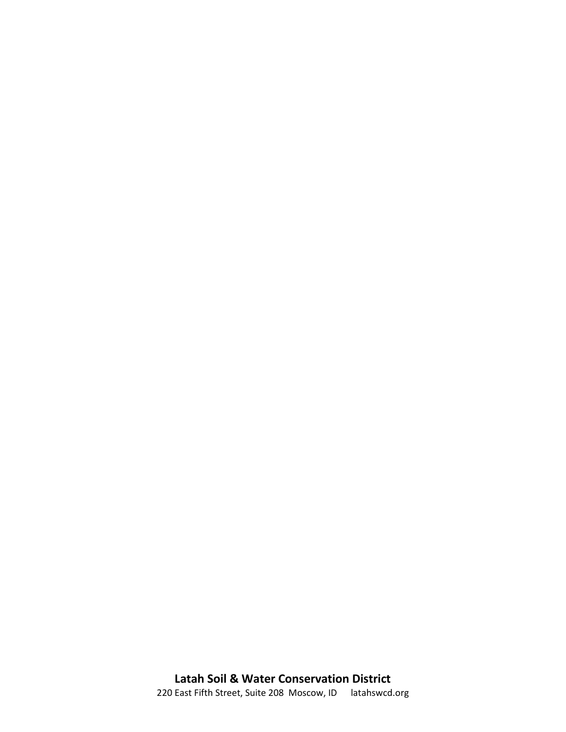**Latah Soil & Water Conservation District**

220 East Fifth Street, Suite 208 Moscow, ID latahswcd.org